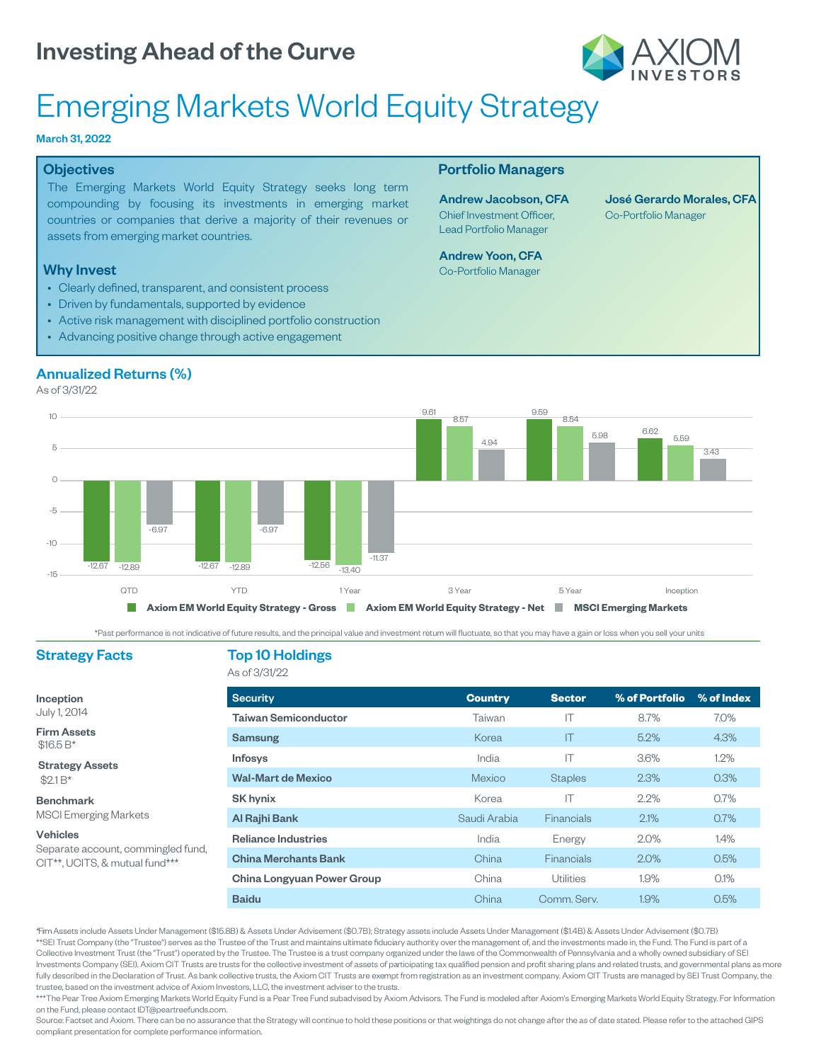# Investing Ahead of the Curve

AXIOM INVESTORS

# Emerging Markets World Equity Strategy

**March 31, 2022**

## Objectives

The Emerging Markets World Equity Strategy seeks long term compounding by focusing its investments in emerging market countries or companies that derive a majority of their revenues or assets from emerging market countries.

## Why Invest

- Clearly defined, transparent, and consistent process
- Driven by fundamentals, supported by evidence
- Active risk management with disciplined portfolio construction
- Advancing positive change through active engagement

## Portfolio Managers

**Andrew Jacobson, CFA**
Chief Investment Officer, Lead Portfolio Manager

**Andrew Yoon, CFA**
Co-Portfolio Manager

**José Gerardo Morales, CFA**
Co-Portfolio Manager

## Annualized Returns (%)

As of 3/31/22

| | QTD | YTD | 1 Year | 3 Year | 5 Year | Inception |
|---|---|---|---|---|---|---|
| Axiom EM World Equity Strategy - Gross | -12.67 | -12.67 | -12.56 | 9.61 | 9.59 | 6.62 |
| Axiom EM World Equity Strategy - Net | -12.89 | -12.89 | -13.40 | 8.57 | 8.54 | 5.59 |
| MSCI Emerging Markets | -6.97 | -6.97 | -11.37 | 4.94 | 5.98 | 3.43 |

*Past performance is not indicative of future results, and the principal value and investment return will fluctuate, so that you may have a gain or loss when you sell your units

## Strategy Facts

**Inception**
July 1, 2014

**Firm Assets**
$16.5 B*

**Strategy Assets**
$2.1 B*

**Benchmark**
MSCI Emerging Markets

**Vehicles**
Separate account, commingled fund, CIT**, UCITS, & mutual fund***

## Top 10 Holdings

As of 3/31/22

| Security | Country | Sector | % of Portfolio | % of Index |
|---|---|---|---|---|
| Taiwan Semiconductor | Taiwan | IT | 8.7% | 7.0% |
| Samsung | Korea | IT | 5.2% | 4.3% |
| Infosys | India | IT | 3.6% | 1.2% |
| Wal-Mart de Mexico | Mexico | Staples | 2.3% | 0.3% |
| SK hynix | Korea | IT | 2.2% | 0.7% |
| Al Rajhi Bank | Saudi Arabia | Financials | 2.1% | 0.7% |
| Reliance Industries | India | Energy | 2.0% | 1.4% |
| China Merchants Bank | China | Financials | 2.0% | 0.5% |
| China Longyuan Power Group | China | Utilities | 1.9% | 0.1% |
| Baidu | China | Comm. Serv. | 1.9% | 0.5% |

*Firm Assets include Assets Under Management ($15.8B) & Assets Under Advisement ($0.7B); Strategy assets include Assets Under Management ($1.4B) & Assets Under Advisement ($0.7B)
**SEI Trust Company (the "Trustee") serves as the Trustee of the Trust and maintains ultimate fiduciary authority over the management of, and the investments made in, the Fund. The Fund is part of a Collective Investment Trust (the "Trust") operated by the Trustee. The Trustee is a trust company organized under the laws of the Commonwealth of Pennsylvania and a wholly owned subsidiary of SEI Investments Company (SEI). Axiom CIT Trusts are trusts for the collective investment of assets of participating tax qualified pension and profit sharing plans and related trusts, and governmental plans as more fully described in the Declaration of Trust. As bank collective trusts, the Axiom CIT Trusts are exempt from registration as an investment company. Axiom CIT Trusts are managed by SEI Trust Company, the trustee, based on the investment advice of Axiom Investors, LLC, the investment adviser to the trusts.
***The Pear Tree Axiom Emerging Markets World Equity Fund is a Pear Tree Fund subadvised by Axiom Advisors. The Fund is modeled after Axiom's Emerging Markets World Equity Strategy. For Information on the Fund, please contact IDT@peartreefunds.com.
Source: Factset and Axiom. There can be no assurance that the Strategy will continue to hold these positions or that weightings do not change after the as of date stated. Please refer to the attached GIPS compliant presentation for complete performance information.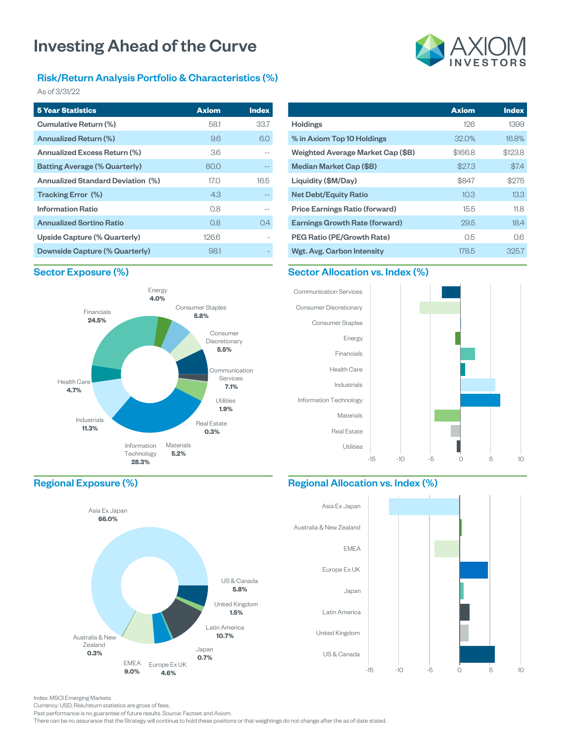# Investing Ahead of the Curve

## Risk/Return Analysis Portfolio & Characteristics (%)

As of 3/31/22

| 5 Year Statistics | Axiom | Index |
|---|---|---|
| Cumulative Return (%) | 58.1 | 33.7 |
| Annualized Return (%) | 9.6 | 6.0 |
| Annualized Excess Return (%) | 3.6 | -- |
| Batting Average (% Quarterly) | 80.0 | -- |
| Annualized Standard Deviation (%) | 17.0 | 16.5 |
| Tracking Error (%) | 4.3 | -- |
| Information Ratio | 0.8 | -- |
| Annualized Sortino Ratio | 0.8 | 0.4 |
| Upside Capture (% Quarterly) | 126.6 | - |
| Downside Capture (% Quarterly) | 98.1 | - |

| | Axiom | Index |
|---|---|---|
| Holdings | 126 | 1399 |
| % in Axiom Top 10 Holdings | 32.0% | 16.8% |
| Weighted Average Market Cap ($B) | $166.8 | $123.8 |
| Median Market Cap ($B) | $27.3 | $7.4 |
| Liquidity ($M/Day) | $847 | $275 |
| Net Debt/Equity Ratio | 10.3 | 13.3 |
| Price Earnings Ratio (forward) | 15.5 | 11.8 |
| Earnings Growth Rate (forward) | 29.5 | 18.4 |
| PEG Ratio (PE/Growth Rate) | 0.5 | 0.6 |
| Wgt. Avg. Carbon Intensity | 178.5 | 325.7 |

## Sector Exposure (%)

| Sector | % |
|---|---|
| Energy | 4.0% |
| Consumer Staples | 5.8% |
| Consumer Discretionary | 5.5% |
| Communication Services | 7.1% |
| Utilities | 1.9% |
| Real Estate | 0.3% |
| Materials | 5.2% |
| Information Technology | 28.3% |
| Industrials | 11.3% |
| Health Care | 4.7% |
| Financials | 24.5% |

## Sector Allocation vs. Index (%)

Communication Services, Consumer Discretionary, Consumer Staples, Energy, Financials, Health Care, Industrials, Information Technology, Materials, Real Estate, Utilities

-15, -10, -5, 0, 5, 10

## Regional Exposure (%)

| Region | % |
|---|---|
| Asia Ex Japan | 66.0% |
| US & Canada | 5.8% |
| United Kingdom | 1.5% |
| Latin America | 10.7% |
| Japan | 0.7% |
| Europe Ex UK | 4.6% |
| EMEA | 9.0% |
| Australia & New Zealand | 0.3% |

## Regional Allocation vs. Index (%)

Asia Ex Japan, Australia & New Zealand, EMEA, Europe Ex UK, Japan, Latin America, United Kingdom, US & Canada

-15, -10, -5, 0, 5, 10

Index: MSCI Emerging Markets
Currency: USD, Risk/return statistics are gross of fees.
Past performance is no guarantee of future results. Source: Factset and Axiom.
There can be no assurance that the Strategy will continue to hold these positions or that weightings do not change after the as of date stated.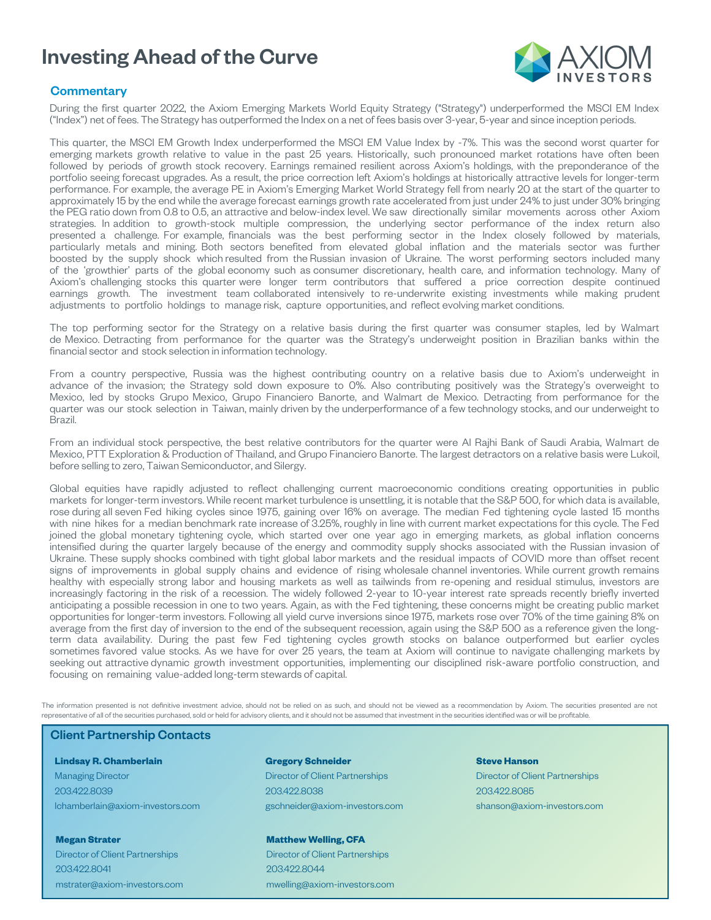# Investing Ahead of the Curve

AXIOM INVESTORS

## Commentary

During the first quarter 2022, the Axiom Emerging Markets World Equity Strategy ("Strategy") underperformed the MSCI EM Index ("Index") net of fees. The Strategy has outperformed the Index on a net of fees basis over 3-year, 5-year and since inception periods.

This quarter, the MSCI EM Growth Index underperformed the MSCI EM Value Index by -7%. This was the second worst quarter for emerging markets growth relative to value in the past 25 years. Historically, such pronounced market rotations have often been followed by periods of growth stock recovery. Earnings remained resilient across Axiom's holdings, with the preponderance of the portfolio seeing forecast upgrades. As a result, the price correction left Axiom's holdings at historically attractive levels for longer-term performance. For example, the average PE in Axiom's Emerging Market World Strategy fell from nearly 20 at the start of the quarter to approximately 15 by the end while the average forecast earnings growth rate accelerated from just under 24% to just under 30% bringing the PEG ratio down from 0.8 to 0.5, an attractive and below-index level. We saw directionally similar movements across other Axiom strategies. In addition to growth-stock multiple compression, the underlying sector performance of the index return also presented a challenge. For example, financials was the best performing sector in the Index closely followed by materials, particularly metals and mining. Both sectors benefited from elevated global inflation and the materials sector was further boosted by the supply shock which resulted from the Russian invasion of Ukraine. The worst performing sectors included many of the 'growthier' parts of the global economy such as consumer discretionary, health care, and information technology. Many of Axiom's challenging stocks this quarter were longer term contributors that suffered a price correction despite continued earnings growth. The investment team collaborated intensively to re-underwrite existing investments while making prudent adjustments to portfolio holdings to manage risk, capture opportunities, and reflect evolving market conditions.

The top performing sector for the Strategy on a relative basis during the first quarter was consumer staples, led by Walmart de Mexico. Detracting from performance for the quarter was the Strategy's underweight position in Brazilian banks within the financial sector and stock selection in information technology.

From a country perspective, Russia was the highest contributing country on a relative basis due to Axiom's underweight in advance of the invasion; the Strategy sold down exposure to 0%. Also contributing positively was the Strategy's overweight to Mexico, led by stocks Grupo Mexico, Grupo Financiero Banorte, and Walmart de Mexico. Detracting from performance for the quarter was our stock selection in Taiwan, mainly driven by the underperformance of a few technology stocks, and our underweight to Brazil.

From an individual stock perspective, the best relative contributors for the quarter were Al Rajhi Bank of Saudi Arabia, Walmart de Mexico, PTT Exploration & Production of Thailand, and Grupo Financiero Banorte. The largest detractors on a relative basis were Lukoil, before selling to zero, Taiwan Semiconductor, and Silergy.

Global equities have rapidly adjusted to reflect challenging current macroeconomic conditions creating opportunities in public markets for longer-term investors. While recent market turbulence is unsettling, it is notable that the S&P 500, for which data is available, rose during all seven Fed hiking cycles since 1975, gaining over 16% on average. The median Fed tightening cycle lasted 15 months with nine hikes for a median benchmark rate increase of 3.25%, roughly in line with current market expectations for this cycle. The Fed joined the global monetary tightening cycle, which started over one year ago in emerging markets, as global inflation concerns intensified during the quarter largely because of the energy and commodity supply shocks associated with the Russian invasion of Ukraine. These supply shocks combined with tight global labor markets and the residual impacts of COVID more than offset recent signs of improvements in global supply chains and evidence of rising wholesale channel inventories. While current growth remains healthy with especially strong labor and housing markets as well as tailwinds from re-opening and residual stimulus, investors are increasingly factoring in the risk of a recession. The widely followed 2-year to 10-year interest rate spreads recently briefly inverted anticipating a possible recession in one to two years. Again, as with the Fed tightening, these concerns might be creating public market opportunities for longer-term investors. Following all yield curve inversions since 1975, markets rose over 70% of the time gaining 8% on average from the first day of inversion to the end of the subsequent recession, again using the S&P 500 as a reference given the long-term data availability. During the past few Fed tightening cycles growth stocks on balance outperformed but earlier cycles sometimes favored value stocks. As we have for over 25 years, the team at Axiom will continue to navigate challenging markets by seeking out attractive dynamic growth investment opportunities, implementing our disciplined risk-aware portfolio construction, and focusing on remaining value-added long-term stewards of capital.

The information presented is not definitive investment advice, should not be relied on as such, and should not be viewed as a recommendation by Axiom. The securities presented are not representative of all of the securities purchased, sold or held for advisory clients, and it should not be assumed that investment in the securities identified was or will be profitable.

## Client Partnership Contacts

**Lindsay R. Chamberlain**
Managing Director
203.422.8039
lchamberlain@axiom-investors.com

**Gregory Schneider**
Director of Client Partnerships
203.422.8038
gschneider@axiom-investors.com

**Steve Hanson**
Director of Client Partnerships
203.422.8085
shanson@axiom-investors.com

**Megan Strater**
Director of Client Partnerships
203.422.8041
mstrater@axiom-investors.com

**Matthew Welling, CFA**
Director of Client Partnerships
203.422.8044
mwelling@axiom-investors.com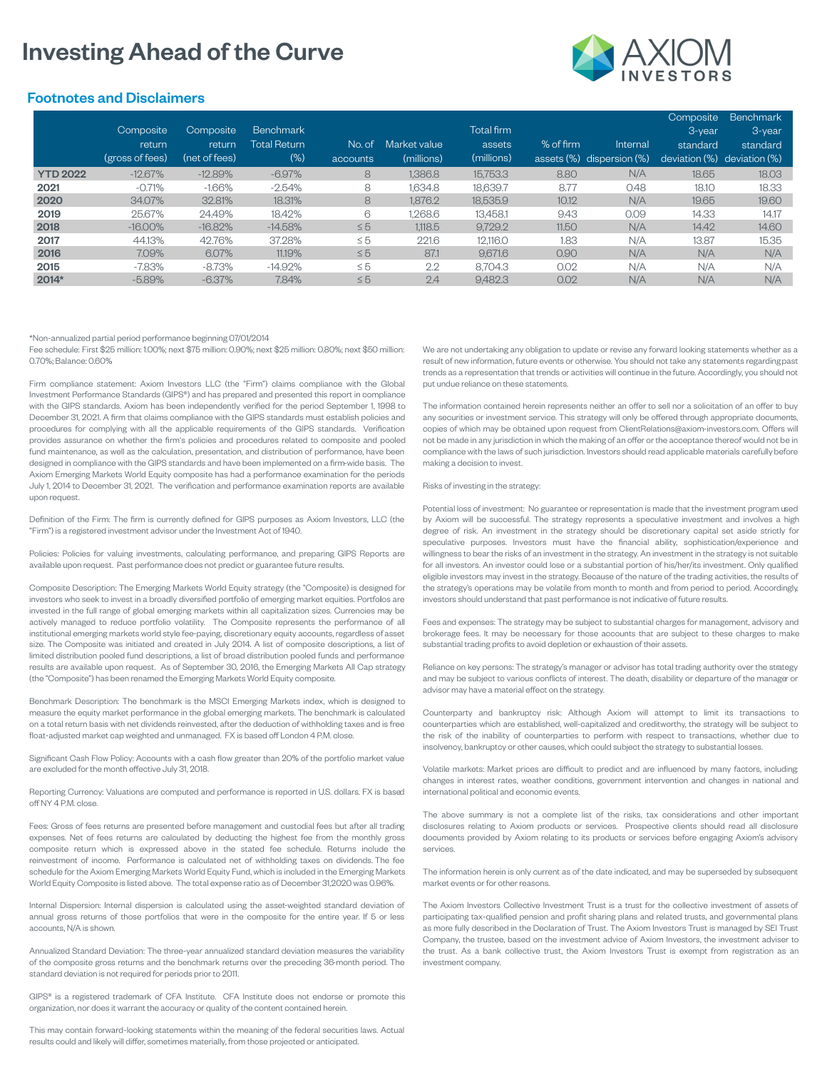# Investing Ahead of the Curve

AXIOM INVESTORS

## Footnotes and Disclaimers

| | Composite return (gross of fees) | Composite return (net of fees) | Benchmark Total Return (%) | No. of accounts | Market value (millions) | Total firm assets (millions) | % of firm assets (%) | Internal dispersion (%) | Composite 3-year standard deviation (%) | Benchmark 3-year standard deviation (%) |
|---|---|---|---|---|---|---|---|---|---|---|
| **YTD 2022** | -12.67% | -12.89% | -6.97% | 8 | 1,386.8 | 15,753.3 | 8.80 | N/A | 18.65 | 18.03 |
| **2021** | -0.71% | -1.66% | -2.54% | 8 | 1,634.8 | 18,639.7 | 8.77 | 0.48 | 18.10 | 18.33 |
| **2020** | 34.07% | 32.81% | 18.31% | 8 | 1,876.2 | 18,535.9 | 10.12 | N/A | 19.65 | 19.60 |
| **2019** | 25.67% | 24.49% | 18.42% | 6 | 1,268.6 | 13,458.1 | 9.43 | 0.09 | 14.33 | 14.17 |
| **2018** | -16.00% | -16.82% | -14.58% | ≤ 5 | 1,118.5 | 9,729.2 | 11.50 | N/A | 14.42 | 14.60 |
| **2017** | 44.13% | 42.76% | 37.28% | ≤ 5 | 221.6 | 12,116.0 | 1.83 | N/A | 13.87 | 15.35 |
| **2016** | 7.09% | 6.07% | 11.19% | ≤ 5 | 87.1 | 9,671.6 | 0.90 | N/A | N/A | N/A |
| **2015** | -7.83% | -8.73% | -14.92% | ≤ 5 | 2.2 | 8,704.3 | 0.02 | N/A | N/A | N/A |
| **2014*** | -5.89% | -6.37% | 7.84% | ≤ 5 | 2.4 | 9,482.3 | 0.02 | N/A | N/A | N/A |

*Non-annualized partial period performance beginning 07/01/2014

Fee schedule: First $25 million: 1.00%; next $75 million: 0.90%; next $25 million: 0.80%; next $50 million: 0.70%; Balance: 0.60%

Firm compliance statement: Axiom Investors LLC (the "Firm") claims compliance with the Global Investment Performance Standards (GIPS®) and has prepared and presented this report in compliance with the GIPS standards. Axiom has been independently verified for the period September 1, 1998 to December 31, 2021. A firm that claims compliance with the GIPS standards must establish policies and procedures for complying with all the applicable requirements of the GIPS standards. Verification provides assurance on whether the firm's policies and procedures related to composite and pooled fund maintenance, as well as the calculation, presentation, and distribution of performance, have been designed in compliance with the GIPS standards and have been implemented on a firm-wide basis. The Axiom Emerging Markets World Equity composite has had a performance examination for the periods July 1, 2014 to December 31, 2021. The verification and performance examination reports are available upon request.

Definition of the Firm: The firm is currently defined for GIPS purposes as Axiom Investors, LLC (the "Firm") is a registered investment advisor under the Investment Act of 1940.

Policies: Policies for valuing investments, calculating performance, and preparing GIPS Reports are available upon request. Past performance does not predict or guarantee future results.

Composite Description: The Emerging Markets World Equity strategy (the "Composite") is designed for investors who seek to invest in a broadly diversified portfolio of emerging market equities. Portfolios are invested in the full range of global emerging markets within all capitalization sizes. Currencies may be actively managed to reduce portfolio volatility. The Composite represents the performance of all institutional emerging markets world style fee-paying, discretionary equity accounts, regardless of asset size. The Composite was initiated and created in July 2014. A list of composite descriptions, a list of limited distribution pooled fund descriptions, a list of broad distribution pooled funds and performance results are available upon request. As of September 30, 2016, the Emerging Markets All Cap strategy (the "Composite") has been renamed the Emerging Markets World Equity composite.

Benchmark Description: The benchmark is the MSCI Emerging Markets index, which is designed to measure the equity market performance in the global emerging markets. The benchmark is calculated on a total return basis with net dividends reinvested, after the deduction of withholding taxes and is free float-adjusted market cap weighted and unmanaged. FX is based off London 4 P.M. close.

Significant Cash Flow Policy: Accounts with a cash flow greater than 20% of the portfolio market value are excluded for the month effective July 31, 2018.

Reporting Currency: Valuations are computed and performance is reported in U.S. dollars. FX is based off NY 4 P.M. close.

Fees: Gross of fees returns are presented before management and custodial fees but after all trading expenses. Net of fees returns are calculated by deducting the highest fee from the monthly gross composite return which is expressed above in the stated fee schedule. Returns include the reinvestment of income. Performance is calculated net of withholding taxes on dividends. The fee schedule for the Axiom Emerging Markets World Fund, which is included in the Emerging Markets World Equity Composite is listed above. The total expense ratio as of December 31,2020 was 0.96%.

Internal Dispersion: Internal dispersion is calculated using the asset-weighted standard deviation of annual gross returns of those portfolios that were in the composite for the entire year. If 5 or less accounts, N/A is shown.

Annualized Standard Deviation: The three-year annualized standard deviation measures the variability of the composite gross returns and the benchmark returns over the preceding 36-month period. The standard deviation is not required for periods prior to 2011.

GIPS® is a registered trademark of CFA Institute. CFA Institute does not endorse or promote this organization, nor does it warrant the accuracy or quality of the content contained herein.

This may contain forward-looking statements within the meaning of the federal securities laws. Actual results could and likely will differ, sometimes materially, from those projected or anticipated.

We are not undertaking any obligation to update or revise any forward looking statements whether as a result of new information, future events or otherwise. You should not take any statements regarding past trends as a representation that trends or activities will continue in the future. Accordingly, you should not put undue reliance on these statements.

The information contained herein represents neither an offer to sell nor a solicitation of an offer to buy any securities or investment service. This strategy will only be offered through appropriate documents, copies of which may be obtained upon request from ClientRelations@axiom-investors.com. Offers will not be made in any jurisdiction in which the making of an offer or the acceptance thereof would not be in compliance with the laws of such jurisdiction. Investors should read applicable materials carefully before making a decision to invest.

Risks of investing in the strategy:

Potential loss of investment: No guarantee or representation is made that the investment program used by Axiom will be successful. The strategy represents a speculative investment and involves a high degree of risk. An investment in the strategy should be discretionary capital set aside strictly for speculative purposes. Investors must have the financial ability, sophistication/experience and willingness to bear the risks of an investment in the strategy. An investment in the strategy is not suitable for all investors. An investor could lose or a substantial portion of his/her/its investment. Only qualified eligible investors may invest in the strategy. Because of the nature of the trading activities, the results of the strategy's operations may be volatile from month to month and from period to period. Accordingly, investors should understand that past performance is not indicative of future results.

Fees and expenses: The strategy may be subject to substantial charges for management, advisory and brokerage fees. It may be necessary for those accounts that are subject to these charges to make substantial trading profits to avoid depletion or exhaustion of their assets.

Reliance on key persons: The strategy's manager or advisor has total trading authority over the strategy and may be subject to various conflicts of interest. The death, disability or departure of the manager or advisor may have a material effect on the strategy.

Counterparty and bankruptcy risk: Although Axiom will attempt to limit its transactions to counterparties which are established, well-capitalized and creditworthy, the strategy will be subject to the risk of the inability of counterparties to perform with respect to transactions, whether due to insolvency, bankruptcy or other causes, which could subject the strategy to substantial losses.

Volatile markets: Market prices are difficult to predict and are influenced by many factors, including: changes in interest rates, weather conditions, government intervention and changes in national and international political and economic events.

The above summary is not a complete list of the risks, tax considerations and other important disclosures relating to Axiom products or services. Prospective clients should read all disclosure documents provided by Axiom relating to its products or services before engaging Axiom's advisory services.

The information herein is only current as of the date indicated, and may be superseded by subsequent market events or for other reasons.

The Axiom Investors Collective Investment Trust is a trust for the collective investment of assets of participating tax-qualified pension and profit sharing plans and related trusts, and governmental plans as more fully described in the Declaration of Trust. The Axiom Investors Trust is managed by SEI Trust Company, the trustee, based on the investment advice of Axiom Investors, the investment adviser to the trust. As a bank collective trust, the Axiom Investors Trust is exempt from registration as an investment company.